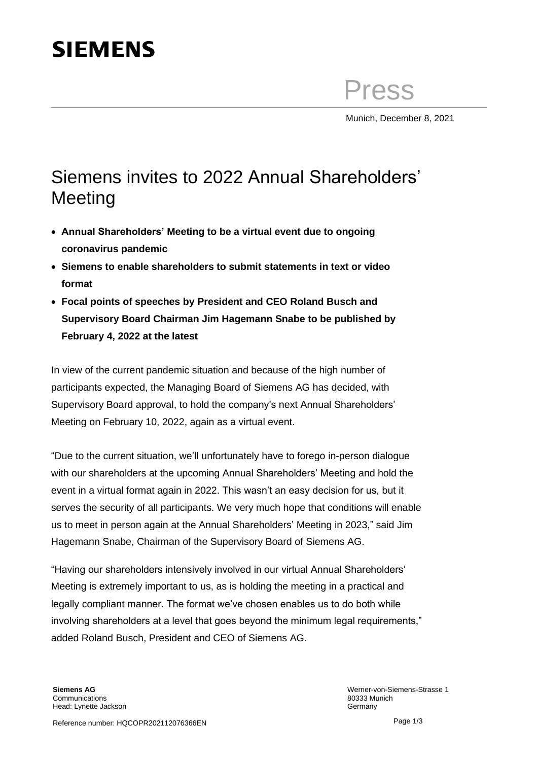**SIEMENS**

Press

Munich, December 8, 2021

# Siemens invites to 2022 Annual Shareholders' Meeting

- **Annual Shareholders' Meeting to be a virtual event due to ongoing coronavirus pandemic**
- **Siemens to enable shareholders to submit statements in text or video format**
- **Focal points of speeches by President and CEO Roland Busch and Supervisory Board Chairman Jim Hagemann Snabe to be published by February 4, 2022 at the latest**

In view of the current pandemic situation and because of the high number of participants expected, the Managing Board of Siemens AG has decided, with Supervisory Board approval, to hold the company's next Annual Shareholders' Meeting on February 10, 2022, again as a virtual event.

"Due to the current situation, we'll unfortunately have to forego in-person dialogue with our shareholders at the upcoming Annual Shareholders' Meeting and hold the event in a virtual format again in 2022. This wasn't an easy decision for us, but it serves the security of all participants. We very much hope that conditions will enable us to meet in person again at the Annual Shareholders' Meeting in 2023," said Jim Hagemann Snabe, Chairman of the Supervisory Board of Siemens AG.

"Having our shareholders intensively involved in our virtual Annual Shareholders' Meeting is extremely important to us, as is holding the meeting in a practical and legally compliant manner. The format we've chosen enables us to do both while involving shareholders at a level that goes beyond the minimum legal requirements," added Roland Busch, President and CEO of Siemens AG.

**Siemens AG**
Communications
Head: Lynette Jackson

Werner-von-Siemens-Strasse 1
80333 Munich
Germany

Reference number: HQCOPR202112076366EN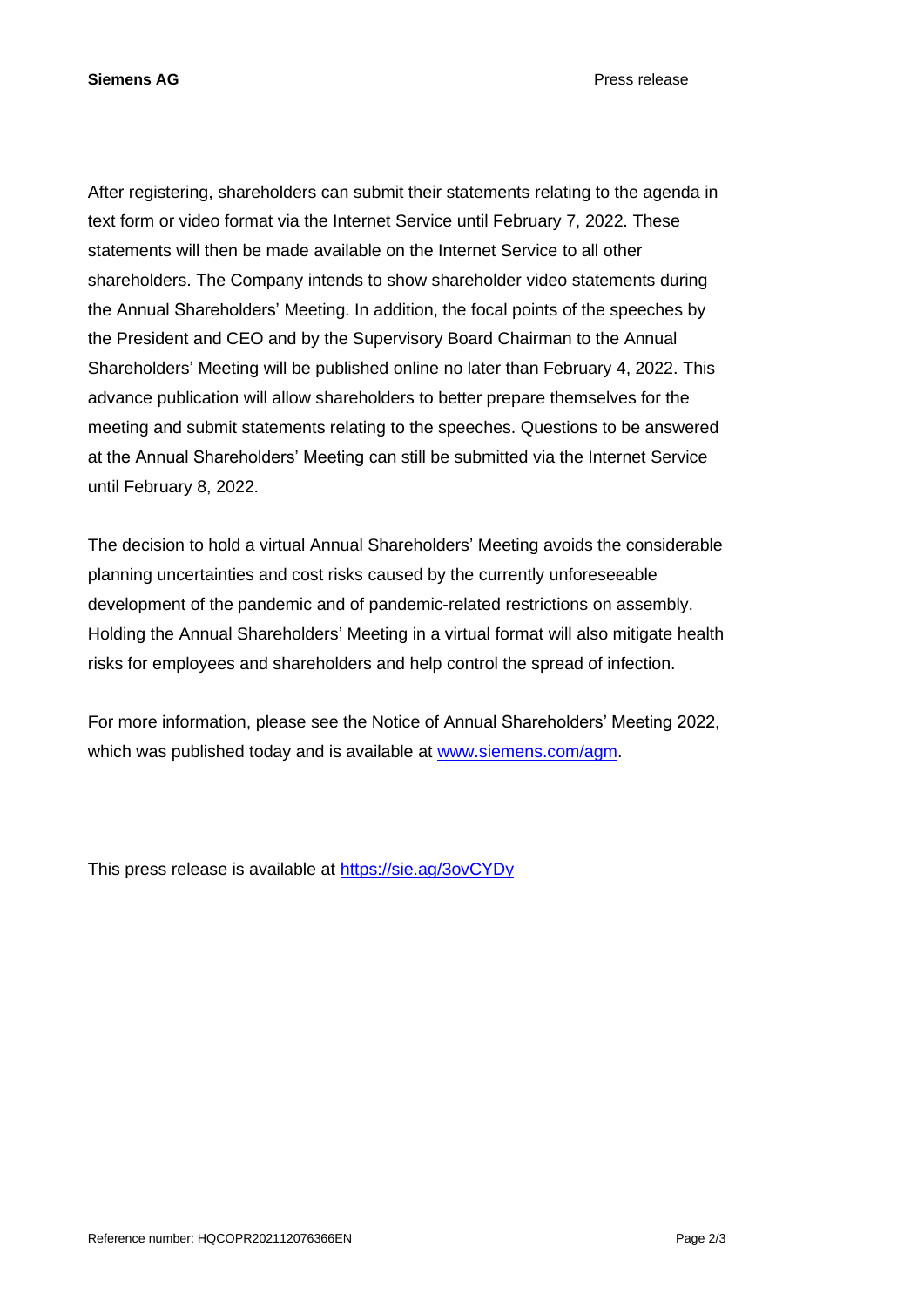After registering, shareholders can submit their statements relating to the agenda in text form or video format via the Internet Service until February 7, 2022. These statements will then be made available on the Internet Service to all other shareholders. The Company intends to show shareholder video statements during the Annual Shareholders' Meeting. In addition, the focal points of the speeches by the President and CEO and by the Supervisory Board Chairman to the Annual Shareholders' Meeting will be published online no later than February 4, 2022. This advance publication will allow shareholders to better prepare themselves for the meeting and submit statements relating to the speeches. Questions to be answered at the Annual Shareholders' Meeting can still be submitted via the Internet Service until February 8, 2022.

The decision to hold a virtual Annual Shareholders' Meeting avoids the considerable planning uncertainties and cost risks caused by the currently unforeseeable development of the pandemic and of pandemic-related restrictions on assembly. Holding the Annual Shareholders' Meeting in a virtual format will also mitigate health risks for employees and shareholders and help control the spread of infection.

For more information, please see the Notice of Annual Shareholders' Meeting 2022, which was published today and is available at [www.siemens.com/agm](http://www.siemens.com/agm).

This press release is available at [https://sie.ag/3ovCYDy](https://sie.ag/3ovCYDy)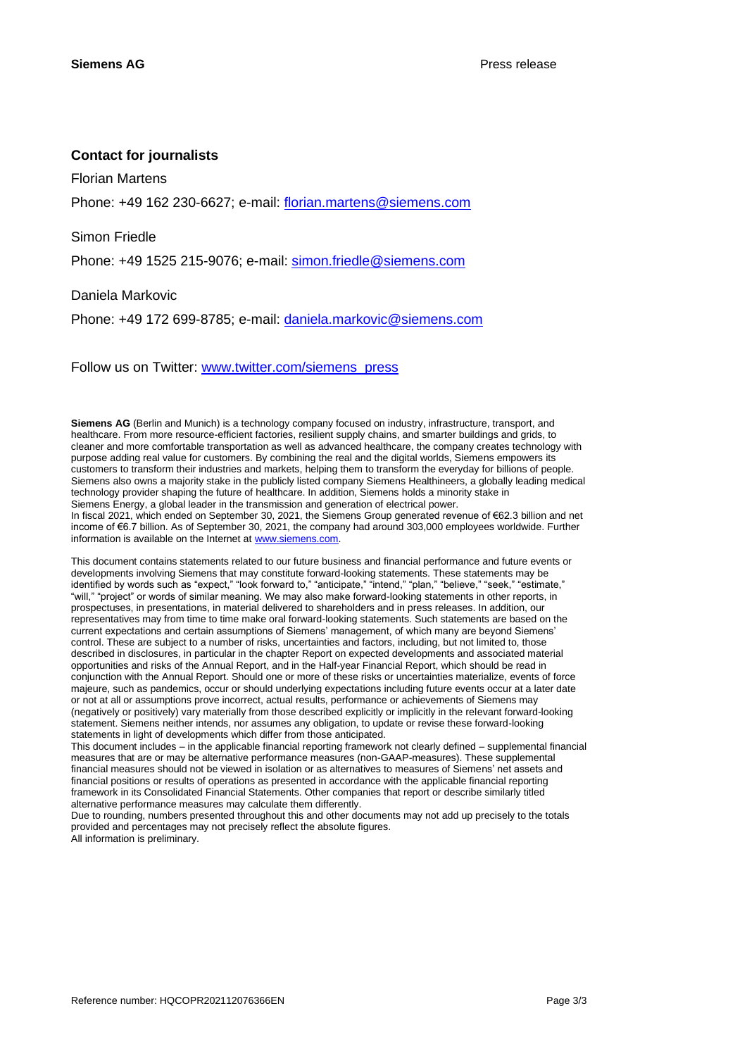**Contact for journalists**

Florian Martens

Phone: +49 162 230-6627; e-mail: florian.martens@siemens.com

Simon Friedle

Phone: +49 1525 215-9076; e-mail: simon.friedle@siemens.com

Daniela Markovic

Phone: +49 172 699-8785; e-mail: daniela.markovic@siemens.com

Follow us on Twitter: www.twitter.com/siemens_press

**Siemens AG** (Berlin and Munich) is a technology company focused on industry, infrastructure, transport, and healthcare. From more resource-efficient factories, resilient supply chains, and smarter buildings and grids, to cleaner and more comfortable transportation as well as advanced healthcare, the company creates technology with purpose adding real value for customers. By combining the real and the digital worlds, Siemens empowers its customers to transform their industries and markets, helping them to transform the everyday for billions of people. Siemens also owns a majority stake in the publicly listed company Siemens Healthineers, a globally leading medical technology provider shaping the future of healthcare. In addition, Siemens holds a minority stake in Siemens Energy, a global leader in the transmission and generation of electrical power.
In fiscal 2021, which ended on September 30, 2021, the Siemens Group generated revenue of €62.3 billion and net income of €6.7 billion. As of September 30, 2021, the company had around 303,000 employees worldwide. Further information is available on the Internet at www.siemens.com.

This document contains statements related to our future business and financial performance and future events or developments involving Siemens that may constitute forward-looking statements. These statements may be identified by words such as "expect," "look forward to," "anticipate," "intend," "plan," "believe," "seek," "estimate," "will," "project" or words of similar meaning. We may also make forward-looking statements in other reports, in prospectuses, in presentations, in material delivered to shareholders and in press releases. In addition, our representatives may from time to time make oral forward-looking statements. Such statements are based on the current expectations and certain assumptions of Siemens' management, of which many are beyond Siemens' control. These are subject to a number of risks, uncertainties and factors, including, but not limited to, those described in disclosures, in particular in the chapter Report on expected developments and associated material opportunities and risks of the Annual Report, and in the Half-year Financial Report, which should be read in conjunction with the Annual Report. Should one or more of these risks or uncertainties materialize, events of force majeure, such as pandemics, occur or should underlying expectations including future events occur at a later date or not at all or assumptions prove incorrect, actual results, performance or achievements of Siemens may (negatively or positively) vary materially from those described explicitly or implicitly in the relevant forward-looking statement. Siemens neither intends, nor assumes any obligation, to update or revise these forward-looking statements in light of developments which differ from those anticipated.
This document includes – in the applicable financial reporting framework not clearly defined – supplemental financial measures that are or may be alternative performance measures (non-GAAP-measures). These supplemental financial measures should not be viewed in isolation or as alternatives to measures of Siemens' net assets and financial positions or results of operations as presented in accordance with the applicable financial reporting framework in its Consolidated Financial Statements. Other companies that report or describe similarly titled alternative performance measures may calculate them differently.
Due to rounding, numbers presented throughout this and other documents may not add up precisely to the totals provided and percentages may not precisely reflect the absolute figures.
All information is preliminary.